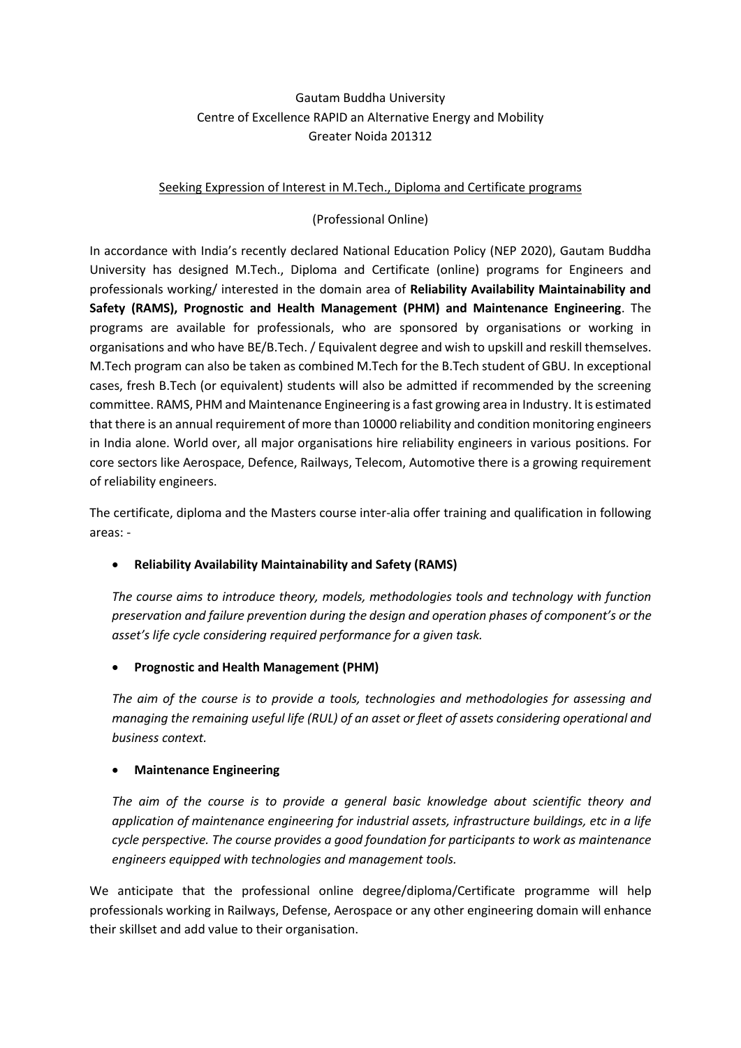Gautam Buddha University
Centre of Excellence RAPID an Alternative Energy and Mobility
Greater Noida 201312

## Seeking Expression of Interest in M.Tech., Diploma and Certificate programs

(Professional Online)

In accordance with India's recently declared National Education Policy (NEP 2020), Gautam Buddha University has designed M.Tech., Diploma and Certificate (online) programs for Engineers and professionals working/ interested in the domain area of **Reliability Availability Maintainability and Safety (RAMS), Prognostic and Health Management (PHM) and Maintenance Engineering**. The programs are available for professionals, who are sponsored by organisations or working in organisations and who have BE/B.Tech. / Equivalent degree and wish to upskill and reskill themselves. M.Tech program can also be taken as combined M.Tech for the B.Tech student of GBU. In exceptional cases, fresh B.Tech (or equivalent) students will also be admitted if recommended by the screening committee. RAMS, PHM and Maintenance Engineering is a fast growing area in Industry. It is estimated that there is an annual requirement of more than 10000 reliability and condition monitoring engineers in India alone. World over, all major organisations hire reliability engineers in various positions. For core sectors like Aerospace, Defence, Railways, Telecom, Automotive there is a growing requirement of reliability engineers.

The certificate, diploma and the Masters course inter-alia offer training and qualification in following areas: -

- **Reliability Availability Maintainability and Safety (RAMS)**

  *The course aims to introduce theory, models, methodologies tools and technology with function preservation and failure prevention during the design and operation phases of component's or the asset's life cycle considering required performance for a given task.*

- **Prognostic and Health Management (PHM)**

  *The aim of the course is to provide a tools, technologies and methodologies for assessing and managing the remaining useful life (RUL) of an asset or fleet of assets considering operational and business context.*

- **Maintenance Engineering**

  *The aim of the course is to provide a general basic knowledge about scientific theory and application of maintenance engineering for industrial assets, infrastructure buildings, etc in a life cycle perspective. The course provides a good foundation for participants to work as maintenance engineers equipped with technologies and management tools.*

We anticipate that the professional online degree/diploma/Certificate programme will help professionals working in Railways, Defense, Aerospace or any other engineering domain will enhance their skillset and add value to their organisation.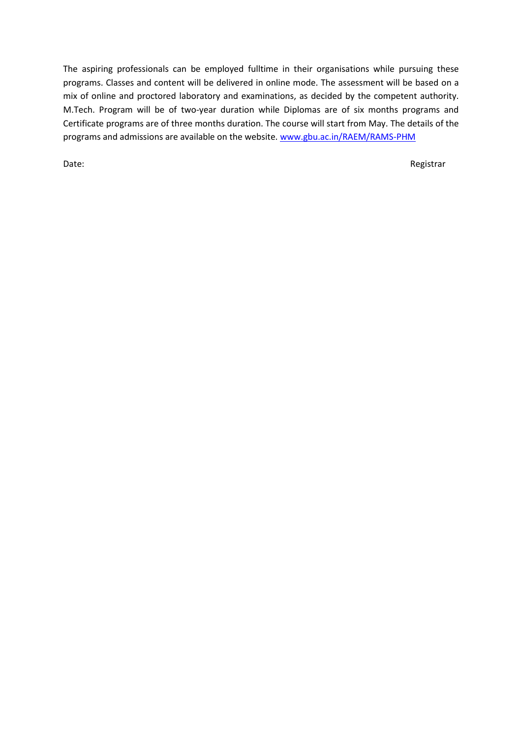The aspiring professionals can be employed fulltime in their organisations while pursuing these programs. Classes and content will be delivered in online mode. The assessment will be based on a mix of online and proctored laboratory and examinations, as decided by the competent authority. M.Tech. Program will be of two-year duration while Diplomas are of six months programs and Certificate programs are of three months duration. The course will start from May. The details of the programs and admissions are available on the website. www.gbu.ac.in/RAEM/RAMS-PHM

Date: Registrar